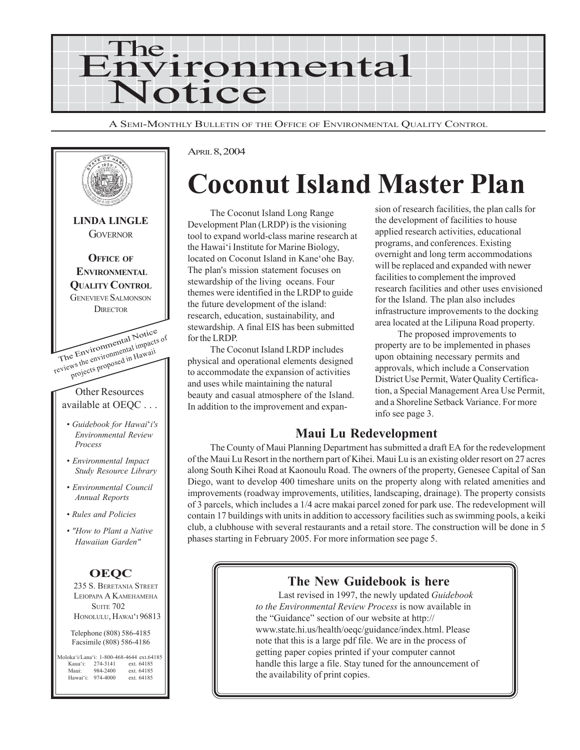# The Environmental Notice

A Semi-Monthly Bulletin of the Office of Environmental Quality Control

**LINDA LINGLE**
Governor

**Office of Environmental Quality Control**
Genevieve Salmonson
Director

The Environmental Notice reviews the environmental impacts of projects proposed in Hawaii

Other Resources available at OEQC . . .

- *Guidebook for Hawai'i's Environmental Review Process*
- *Environmental Impact Study Resource Library*
- *Environmental Council Annual Reports*
- *Rules and Policies*
- *"How to Plant a Native Hawaiian Garden"*

**OEQC**
235 S. Beretania Street
Leiopapa A Kamehameha
Suite 702
Honolulu, Hawai'i 96813

Telephone (808) 586-4185
Facsimile (808) 586-4186

Moloka'i/Lana'i: 1-800-468-4644 ext.64185
Kaua'i: 274-3141 ext. 64185
Maui: 984-2400 ext. 64185
Hawai'i: 974-4000 ext. 64185

April 8, 2004

# Coconut Island Master Plan

The Coconut Island Long Range Development Plan (LRDP) is the visioning tool to expand world-class marine research at the Hawai'i Institute for Marine Biology, located on Coconut Island in Kane'ohe Bay. The plan's mission statement focuses on stewardship of the living oceans. Four themes were identified in the LRDP to guide the future development of the island: research, education, sustainability, and stewardship. A final EIS has been submitted for the LRDP.

The Coconut Island LRDP includes physical and operational elements designed to accommodate the expansion of activities and uses while maintaining the natural beauty and casual atmosphere of the Island. In addition to the improvement and expansion of research facilities, the plan calls for the development of facilities to house applied research activities, educational programs, and conferences. Existing overnight and long term accommodations will be replaced and expanded with newer facilities to complement the improved research facilities and other uses envisioned for the Island. The plan also includes infrastructure improvements to the docking area located at the Lilipuna Road property.

The proposed improvements to property are to be implemented in phases upon obtaining necessary permits and approvals, which include a Conservation District Use Permit, Water Quality Certification, a Special Management Area Use Permit, and a Shoreline Setback Variance. For more info see page 3.

## Maui Lu Redevelopment

The County of Maui Planning Department has submitted a draft EA for the redevelopment of the Maui Lu Resort in the northern part of Kihei. Maui Lu is an existing older resort on 27 acres along South Kihei Road at Kaonoulu Road. The owners of the property, Genesee Capital of San Diego, want to develop 400 timeshare units on the property along with related amenities and improvements (roadway improvements, utilities, landscaping, drainage). The property consists of 3 parcels, which includes a 1/4 acre makai parcel zoned for park use. The redevelopment will contain 17 buildings with units in addition to accessory facilities such as swimming pools, a keiki club, a clubhouse with several restaurants and a retail store. The construction will be done in 5 phases starting in February 2005. For more information see page 5.

## The New Guidebook is here

Last revised in 1997, the newly updated *Guidebook to the Environmental Review Process* is now available in the "Guidance" section of our website at http://www.state.hi.us/health/oeqc/guidance/index.html. Please note that this is a large pdf file. We are in the process of getting paper copies printed if your computer cannot handle this large a file. Stay tuned for the announcement of the availability of print copies.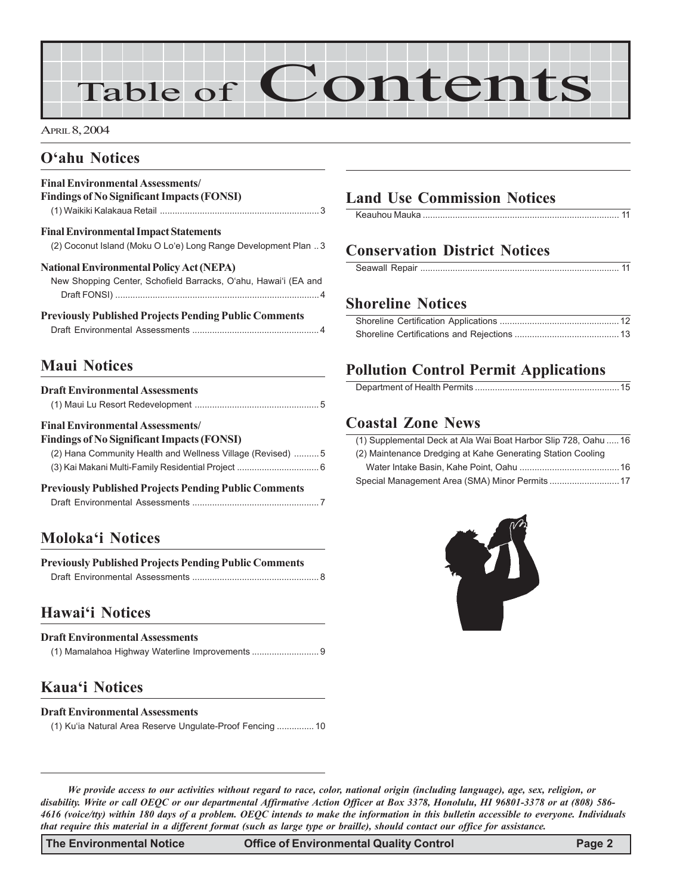# Table of Contents

APRIL 8, 2004

## O'ahu Notices

**Final Environmental Assessments/ Findings of No Significant Impacts (FONSI)**

(1) Waikiki Kalakaua Retail ................................................................ 3

**Final Environmental Impact Statements**

(2) Coconut Island (Moku O Lo'e) Long Range Development Plan .. 3

**National Environmental Policy Act (NEPA)**

New Shopping Center, Schofield Barracks, O'ahu, Hawai'i (EA and Draft FONSI) ................................................................ 4

**Previously Published Projects Pending Public Comments**

Draft Environmental Assessments ................................................ 4

## Maui Notices

**Draft Environmental Assessments**

(1) Maui Lu Resort Redevelopment ................................................ 5

**Final Environmental Assessments/ Findings of No Significant Impacts (FONSI)**

(2) Hana Community Health and Wellness Village (Revised) .......... 5

(3) Kai Makani Multi-Family Residential Project ................................ 6

**Previously Published Projects Pending Public Comments**

Draft Environmental Assessments ................................................ 7

## Moloka'i Notices

**Previously Published Projects Pending Public Comments**

Draft Environmental Assessments ................................................ 8

## Hawai'i Notices

**Draft Environmental Assessments**

(1) Mamalahoa Highway Waterline Improvements .......................... 9

## Kaua'i Notices

**Draft Environmental Assessments**

(1) Ku'ia Natural Area Reserve Ungulate-Proof Fencing ............... 10

## Land Use Commission Notices

Keauhou Mauka ................................................................ 11

## Conservation District Notices

Seawall Repair ................................................................ 11

## Shoreline Notices

Shoreline Certification Applications ................................................ 12

Shoreline Certifications and Rejections .......................................... 13

## Pollution Control Permit Applications

Department of Health Permits .......................................................... 15

## Coastal Zone News

(1) Supplemental Deck at Ala Wai Boat Harbor Slip 728, Oahu ..... 16

(2) Maintenance Dredging at Kahe Generating Station Cooling Water Intake Basin, Kahe Point, Oahu ........................................ 16

Special Management Area (SMA) Minor Permits ............................ 17

***We provide access to our activities without regard to race, color, national origin (including language), age, sex, religion, or disability. Write or call OEQC or our departmental Affirmative Action Officer at Box 3378, Honolulu, HI 96801-3378 or at (808) 586-4616 (voice/tty) within 180 days of a problem. OEQC intends to make the information in this bulletin accessible to everyone. Individuals that require this material in a different format (such as large type or braille), should contact our office for assistance.***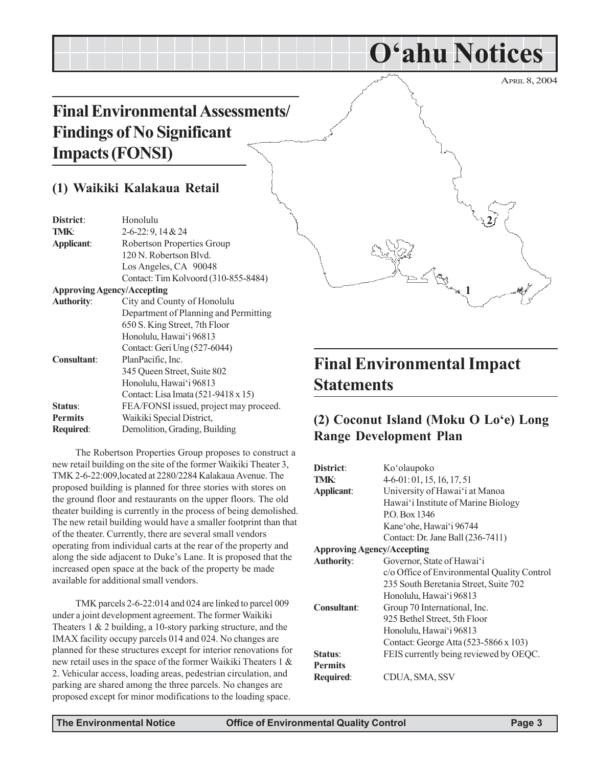# O'ahu Notices

APRIL 8, 2004

## Final Environmental Assessments/ Findings of No Significant Impacts (FONSI)

### (1) Waikiki Kalakaua Retail

**District**: Honolulu
**TMK**: 2-6-22: 9, 14 & 24
**Applicant**: Robertson Properties Group
120 N. Robertson Blvd.
Los Angeles, CA 90048
Contact: Tim Kolvoord (310-855-8484)
**Approving Agency/Accepting Authority**: City and County of Honolulu
Department of Planning and Permitting
650 S. King Street, 7th Floor
Honolulu, Hawai'i 96813
Contact: Geri Ung (527-6044)
**Consultant**: PlanPacific, Inc.
345 Queen Street, Suite 802
Honolulu, Hawai'i 96813
Contact: Lisa Imata (521-9418 x 15)
**Status**: FEA/FONSI issued, project may proceed.
**Permits Required**: Waikiki Special District, Demolition, Grading, Building

The Robertson Properties Group proposes to construct a new retail building on the site of the former Waikiki Theater 3, TMK 2-6-22:009,located at 2280/2284 Kalakaua Avenue. The proposed building is planned for three stories with stores on the ground floor and restaurants on the upper floors. The old theater building is currently in the process of being demolished. The new retail building would have a smaller footprint than that of the theater. Currently, there are several small vendors operating from individual carts at the rear of the property and along the side adjacent to Duke's Lane. It is proposed that the increased open space at the back of the property be made available for additional small vendors.

TMK parcels 2-6-22:014 and 024 are linked to parcel 009 under a joint development agreement. The former Waikiki Theaters 1 & 2 building, a 10-story parking structure, and the IMAX facility occupy parcels 014 and 024. No changes are planned for these structures except for interior renovations for new retail uses in the space of the former Waikiki Theaters 1 & 2. Vehicular access, loading areas, pedestrian circulation, and parking are shared among the three parcels. No changes are proposed except for minor modifications to the loading space.

## Final Environmental Impact Statements

### (2) Coconut Island (Moku O Lo'e) Long Range Development Plan

**District**: Ko'olaupoko
**TMK**: 4-6-01: 01, 15, 16, 17, 51
**Applicant**: University of Hawai'i at Manoa
Hawai'i Institute of Marine Biology
P.O. Box 1346
Kane'ohe, Hawai'i 96744
Contact: Dr. Jane Ball (236-7411)
**Approving Agency/Accepting Authority**: Governor, State of Hawai'i
c/o Office of Environmental Quality Control
235 South Beretania Street, Suite 702
Honolulu, Hawai'i 96813
**Consultant**: Group 70 International, Inc.
925 Bethel Street, 5th Floor
Honolulu, Hawai'i 96813
Contact: George Atta (523-5866 x 103)
**Status**: FEIS currently being reviewed by OEQC.
**Permits Required**: CDUA, SMA, SSV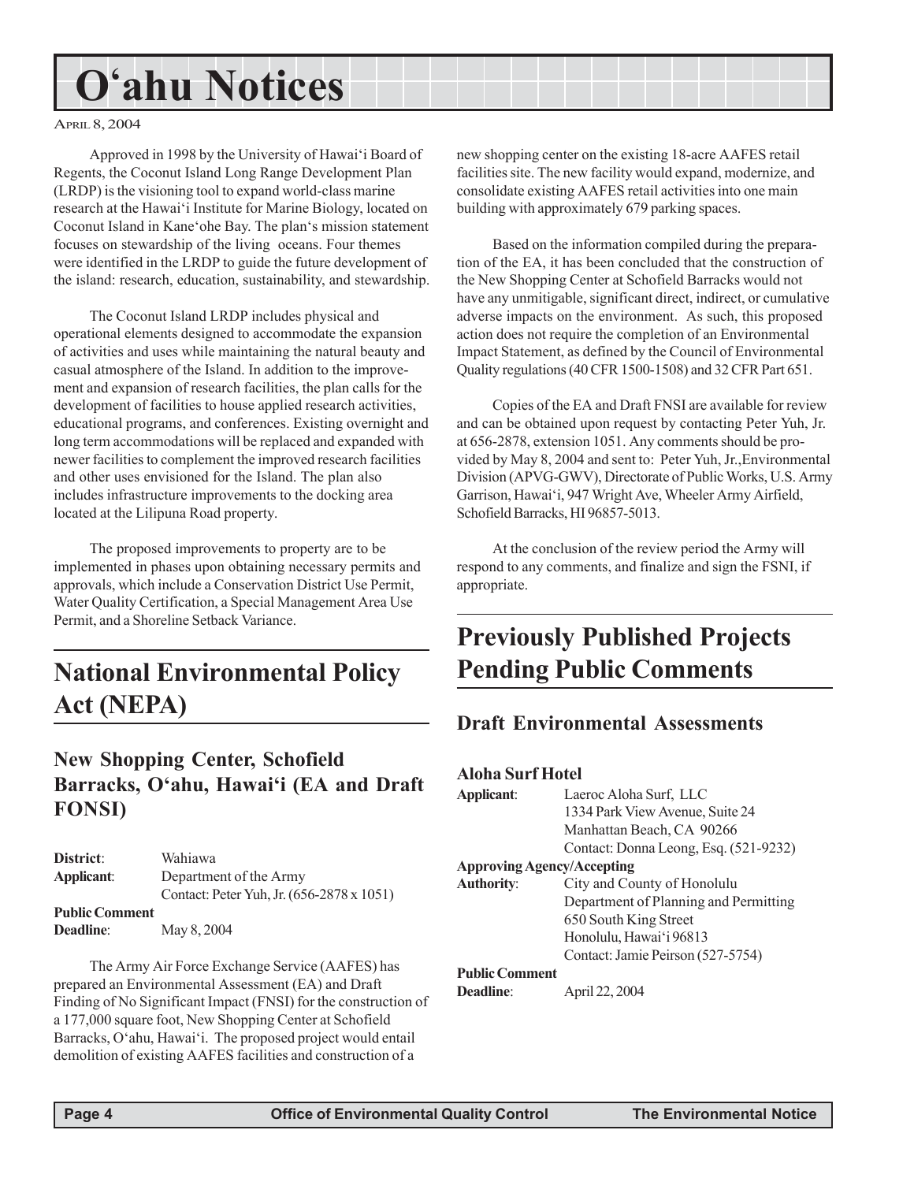Approved in 1998 by the University of Hawai'i Board of Regents, the Coconut Island Long Range Development Plan (LRDP) is the visioning tool to expand world-class marine research at the Hawai'i Institute for Marine Biology, located on Coconut Island in Kane'ohe Bay. The plan's mission statement focuses on stewardship of the living oceans. Four themes were identified in the LRDP to guide the future development of the island: research, education, sustainability, and stewardship.

The Coconut Island LRDP includes physical and operational elements designed to accommodate the expansion of activities and uses while maintaining the natural beauty and casual atmosphere of the Island. In addition to the improvement and expansion of research facilities, the plan calls for the development of facilities to house applied research activities, educational programs, and conferences. Existing overnight and long term accommodations will be replaced and expanded with newer facilities to complement the improved research facilities and other uses envisioned for the Island. The plan also includes infrastructure improvements to the docking area located at the Lilipuna Road property.

The proposed improvements to property are to be implemented in phases upon obtaining necessary permits and approvals, which include a Conservation District Use Permit, Water Quality Certification, a Special Management Area Use Permit, and a Shoreline Setback Variance.

## National Environmental Policy Act (NEPA)

### New Shopping Center, Schofield Barracks, O'ahu, Hawai'i (EA and Draft FONSI)

**District**: Wahiawa
**Applicant**: Department of the Army
Contact: Peter Yuh, Jr. (656-2878 x 1051)
**Public Comment Deadline**: May 8, 2004

The Army Air Force Exchange Service (AAFES) has prepared an Environmental Assessment (EA) and Draft Finding of No Significant Impact (FNSI) for the construction of a 177,000 square foot, New Shopping Center at Schofield Barracks, O'ahu, Hawai'i. The proposed project would entail demolition of existing AAFES facilities and construction of a new shopping center on the existing 18-acre AAFES retail facilities site. The new facility would expand, modernize, and consolidate existing AAFES retail activities into one main building with approximately 679 parking spaces.

Based on the information compiled during the preparation of the EA, it has been concluded that the construction of the New Shopping Center at Schofield Barracks would not have any unmitigable, significant direct, indirect, or cumulative adverse impacts on the environment. As such, this proposed action does not require the completion of an Environmental Impact Statement, as defined by the Council of Environmental Quality regulations (40 CFR 1500-1508) and 32 CFR Part 651.

Copies of the EA and Draft FNSI are available for review and can be obtained upon request by contacting Peter Yuh, Jr. at 656-2878, extension 1051. Any comments should be provided by May 8, 2004 and sent to: Peter Yuh, Jr.,Environmental Division (APVG-GWV), Directorate of Public Works, U.S. Army Garrison, Hawai'i, 947 Wright Ave, Wheeler Army Airfield, Schofield Barracks, HI 96857-5013.

At the conclusion of the review period the Army will respond to any comments, and finalize and sign the FSNI, if appropriate.

## Previously Published Projects Pending Public Comments

### Draft Environmental Assessments

#### Aloha Surf Hotel

**Applicant**: Laeroc Aloha Surf, LLC
1334 Park View Avenue, Suite 24
Manhattan Beach, CA 90266
Contact: Donna Leong, Esq. (521-9232)
**Approving Agency/Accepting Authority**: City and County of Honolulu
Department of Planning and Permitting
650 South King Street
Honolulu, Hawai'i 96813
Contact: Jamie Peirson (527-5754)
**Public Comment Deadline**: April 22, 2004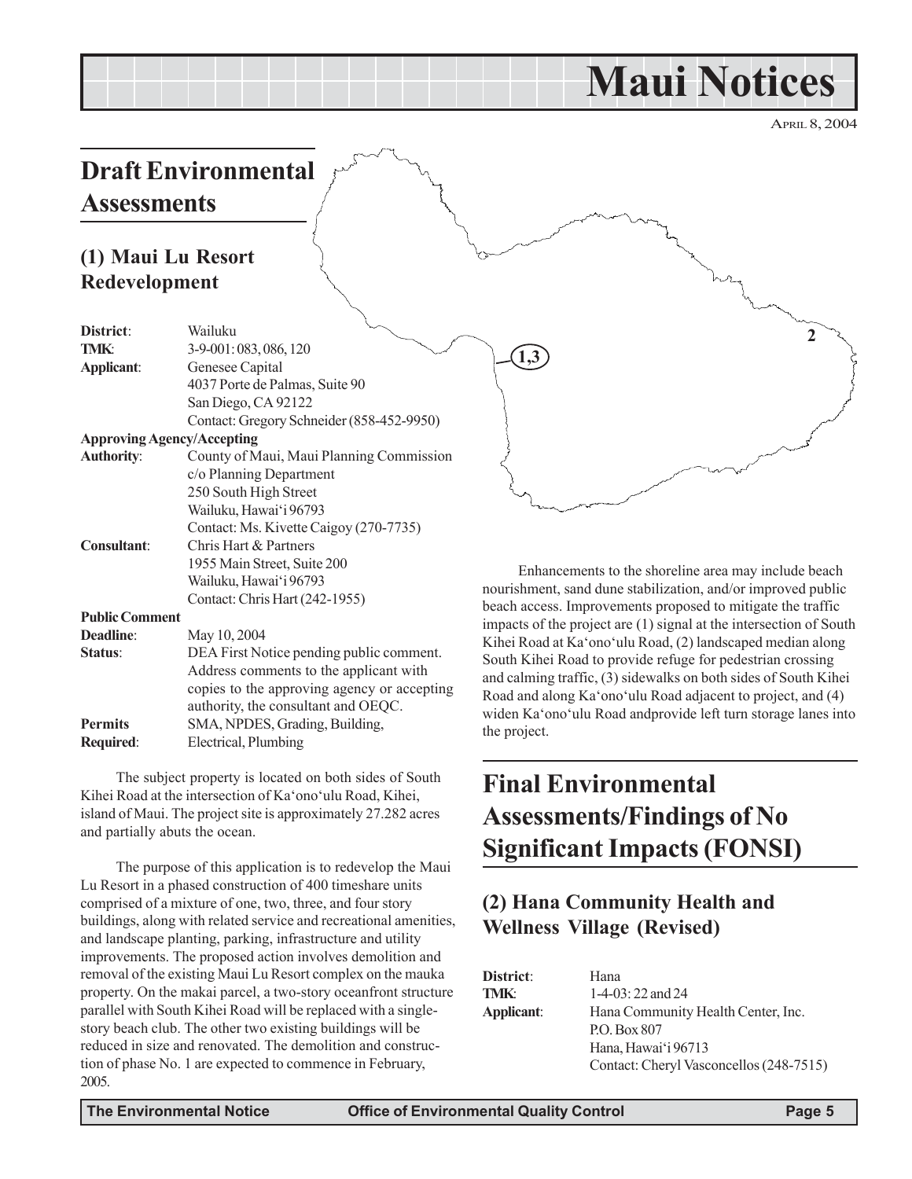# Maui Notices

APRIL 8, 2004

## Draft Environmental Assessments

### (1) Maui Lu Resort Redevelopment

| | |
|---|---|
| **District**: | Wailuku |
| **TMK**: | 3-9-001: 083, 086, 120 |
| **Applicant**: | Genesee Capital<br>4037 Porte de Palmas, Suite 90<br>San Diego, CA 92122<br>Contact: Gregory Schneider (858-452-9950) |
| **Approving Agency/Accepting Authority**: | County of Maui, Maui Planning Commission<br>c/o Planning Department<br>250 South High Street<br>Wailuku, Hawai'i 96793<br>Contact: Ms. Kivette Caigoy (270-7735) |
| **Consultant**: | Chris Hart & Partners<br>1955 Main Street, Suite 200<br>Wailuku, Hawai'i 96793<br>Contact: Chris Hart (242-1955) |
| **Public Comment Deadline**: | May 10, 2004 |
| **Status**: | DEA First Notice pending public comment. Address comments to the applicant with copies to the approving agency or accepting authority, the consultant and OEQC. |
| **Permits Required**: | SMA, NPDES, Grading, Building, Electrical, Plumbing |

The subject property is located on both sides of South Kihei Road at the intersection of Ka'ono'ulu Road, Kihei, island of Maui. The project site is approximately 27.282 acres and partially abuts the ocean.

The purpose of this application is to redevelop the Maui Lu Resort in a phased construction of 400 timeshare units comprised of a mixture of one, two, three, and four story buildings, along with related service and recreational amenities, and landscape planting, parking, infrastructure and utility improvements. The proposed action involves demolition and removal of the existing Maui Lu Resort complex on the mauka property. On the makai parcel, a two-story oceanfront structure parallel with South Kihei Road will be replaced with a single-story beach club. The other two existing buildings will be reduced in size and renovated. The demolition and construction of phase No. 1 are expected to commence in February, 2005.

Enhancements to the shoreline area may include beach nourishment, sand dune stabilization, and/or improved public beach access. Improvements proposed to mitigate the traffic impacts of the project are (1) signal at the intersection of South Kihei Road at Ka'ono'ulu Road, (2) landscaped median along South Kihei Road to provide refuge for pedestrian crossing and calming traffic, (3) sidewalks on both sides of South Kihei Road and along Ka'ono'ulu Road adjacent to project, and (4) widen Ka'ono'ulu Road andprovide left turn storage lanes into the project.

## Final Environmental Assessments/Findings of No Significant Impacts (FONSI)

### (2) Hana Community Health and Wellness Village (Revised)

| | |
|---|---|
| **District**: | Hana |
| **TMK**: | 1-4-03: 22 and 24 |
| **Applicant**: | Hana Community Health Center, Inc.<br>P.O. Box 807<br>Hana, Hawai'i 96713<br>Contact: Cheryl Vasconcellos (248-7515) |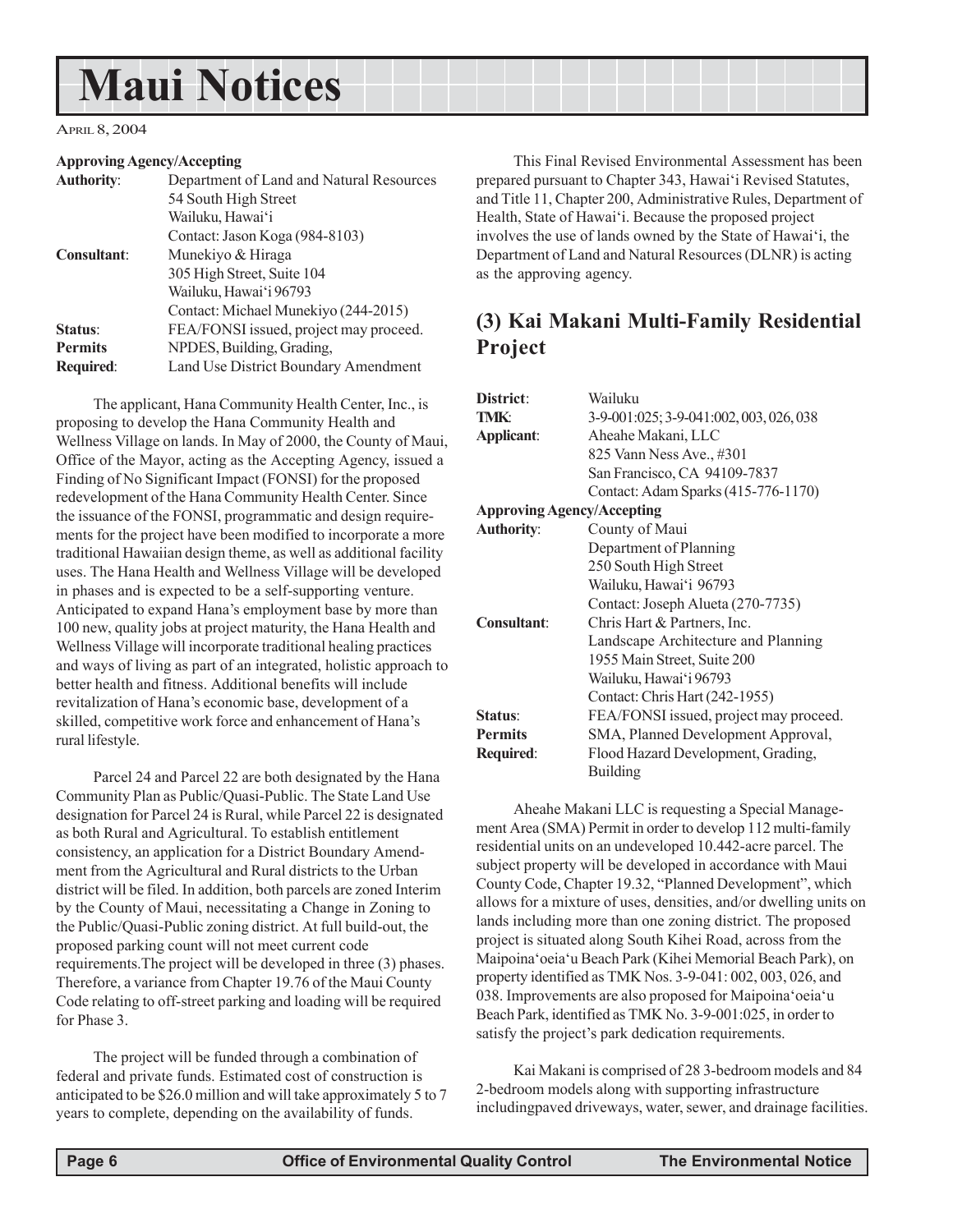# Maui Notices

April 8, 2004

| | |
|---|---|
| **Approving Agency/Accepting Authority**: | Department of Land and Natural Resources<br>54 South High Street<br>Wailuku, Hawai'i<br>Contact: Jason Koga (984-8103) |
| **Consultant**: | Munekiyo & Hiraga<br>305 High Street, Suite 104<br>Wailuku, Hawai'i 96793<br>Contact: Michael Munekiyo (244-2015) |
| **Status**: | FEA/FONSI issued, project may proceed. |
| **Permits Required**: | NPDES, Building, Grading, Land Use District Boundary Amendment |

The applicant, Hana Community Health Center, Inc., is proposing to develop the Hana Community Health and Wellness Village on lands. In May of 2000, the County of Maui, Office of the Mayor, acting as the Accepting Agency, issued a Finding of No Significant Impact (FONSI) for the proposed redevelopment of the Hana Community Health Center. Since the issuance of the FONSI, programmatic and design requirements for the project have been modified to incorporate a more traditional Hawaiian design theme, as well as additional facility uses. The Hana Health and Wellness Village will be developed in phases and is expected to be a self-supporting venture. Anticipated to expand Hana's employment base by more than 100 new, quality jobs at project maturity, the Hana Health and Wellness Village will incorporate traditional healing practices and ways of living as part of an integrated, holistic approach to better health and fitness. Additional benefits will include revitalization of Hana's economic base, development of a skilled, competitive work force and enhancement of Hana's rural lifestyle.

Parcel 24 and Parcel 22 are both designated by the Hana Community Plan as Public/Quasi-Public. The State Land Use designation for Parcel 24 is Rural, while Parcel 22 is designated as both Rural and Agricultural. To establish entitlement consistency, an application for a District Boundary Amendment from the Agricultural and Rural districts to the Urban district will be filed. In addition, both parcels are zoned Interim by the County of Maui, necessitating a Change in Zoning to the Public/Quasi-Public zoning district. At full build-out, the proposed parking count will not meet current code requirements.The project will be developed in three (3) phases. Therefore, a variance from Chapter 19.76 of the Maui County Code relating to off-street parking and loading will be required for Phase 3.

The project will be funded through a combination of federal and private funds. Estimated cost of construction is anticipated to be $26.0 million and will take approximately 5 to 7 years to complete, depending on the availability of funds.

This Final Revised Environmental Assessment has been prepared pursuant to Chapter 343, Hawai'i Revised Statutes, and Title 11, Chapter 200, Administrative Rules, Department of Health, State of Hawai'i. Because the proposed project involves the use of lands owned by the State of Hawai'i, the Department of Land and Natural Resources (DLNR) is acting as the approving agency.

## (3) Kai Makani Multi-Family Residential Project

| | |
|---|---|
| **District**: | Wailuku |
| **TMK**: | 3-9-001:025; 3-9-041:002, 003, 026, 038 |
| **Applicant**: | Aheahe Makani, LLC<br>825 Vann Ness Ave., #301<br>San Francisco, CA 94109-7837<br>Contact: Adam Sparks (415-776-1170) |
| **Approving Agency/Accepting Authority**: | County of Maui<br>Department of Planning<br>250 South High Street<br>Wailuku, Hawai'i 96793<br>Contact: Joseph Alueta (270-7735) |
| **Consultant**: | Chris Hart & Partners, Inc.<br>Landscape Architecture and Planning<br>1955 Main Street, Suite 200<br>Wailuku, Hawai'i 96793<br>Contact: Chris Hart (242-1955) |
| **Status**: | FEA/FONSI issued, project may proceed. |
| **Permits Required**: | SMA, Planned Development Approval, Flood Hazard Development, Grading, Building |

Aheahe Makani LLC is requesting a Special Management Area (SMA) Permit in order to develop 112 multi-family residential units on an undeveloped 10.442-acre parcel. The subject property will be developed in accordance with Maui County Code, Chapter 19.32, "Planned Development", which allows for a mixture of uses, densities, and/or dwelling units on lands including more than one zoning district. The proposed project is situated along South Kihei Road, across from the Maipoina'oeia'u Beach Park (Kihei Memorial Beach Park), on property identified as TMK Nos. 3-9-041: 002, 003, 026, and 038. Improvements are also proposed for Maipoina'oeia'u Beach Park, identified as TMK No. 3-9-001:025, in order to satisfy the project's park dedication requirements.

Kai Makani is comprised of 28 3-bedroom models and 84 2-bedroom models along with supporting infrastructure includingpaved driveways, water, sewer, and drainage facilities.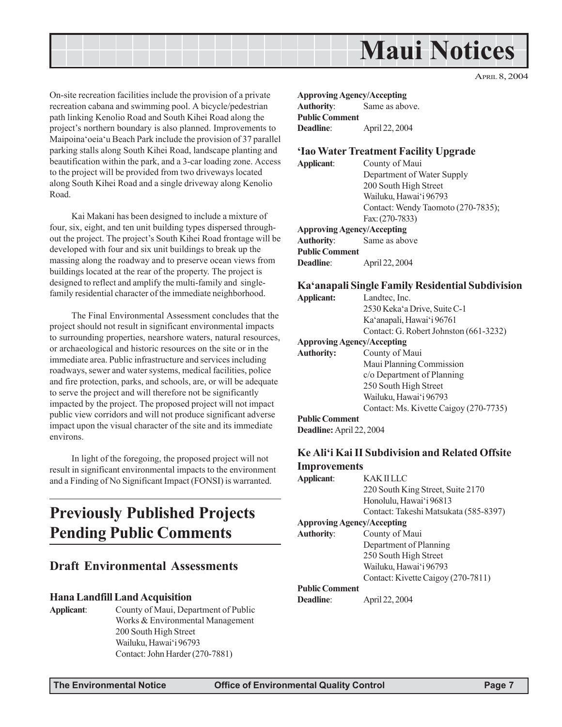On-site recreation facilities include the provision of a private recreation cabana and swimming pool. A bicycle/pedestrian path linking Kenolio Road and South Kihei Road along the project's northern boundary is also planned. Improvements to Maipoina'oeia'u Beach Park include the provision of 37 parallel parking stalls along South Kihei Road, landscape planting and beautification within the park, and a 3-car loading zone. Access to the project will be provided from two driveways located along South Kihei Road and a single driveway along Kenolio Road.

Kai Makani has been designed to include a mixture of four, six, eight, and ten unit building types dispersed throughout the project. The project's South Kihei Road frontage will be developed with four and six unit buildings to break up the massing along the roadway and to preserve ocean views from buildings located at the rear of the property. The project is designed to reflect and amplify the multi-family and single-family residential character of the immediate neighborhood.

The Final Environmental Assessment concludes that the project should not result in significant environmental impacts to surrounding properties, nearshore waters, natural resources, or archaeological and historic resources on the site or in the immediate area. Public infrastructure and services including roadways, sewer and water systems, medical facilities, police and fire protection, parks, and schools, are, or will be adequate to serve the project and will therefore not be significantly impacted by the project. The proposed project will not impact public view corridors and will not produce significant adverse impact upon the visual character of the site and its immediate environs.

In light of the foregoing, the proposed project will not result in significant environmental impacts to the environment and a Finding of No Significant Impact (FONSI) is warranted.

# Previously Published Projects Pending Public Comments

## Draft Environmental Assessments

### Hana Landfill Land Acquisition

**Applicant**: County of Maui, Department of Public Works & Environmental Management
200 South High Street
Wailuku, Hawai'i 96793
Contact: John Harder (270-7881)

**Approving Agency/Accepting Authority**: Same as above.

**Public Comment Deadline**: April 22, 2004

### 'Iao Water Treatment Facility Upgrade

**Applicant**: County of Maui
Department of Water Supply
200 South High Street
Wailuku, Hawai'i 96793
Contact: Wendy Taomoto (270-7835);
Fax: (270-7833)

**Approving Agency/Accepting Authority**: Same as above

**Public Comment Deadline**: April 22, 2004

### Ka'anapali Single Family Residential Subdivision

**Applicant:** Landtec, Inc.
2530 Keka'a Drive, Suite C-1
Ka'anapali, Hawai'i 96761
Contact: G. Robert Johnston (661-3232)

**Approving Agency/Accepting Authority:** County of Maui
Maui Planning Commission
c/o Department of Planning
250 South High Street
Wailuku, Hawai'i 96793
Contact: Ms. Kivette Caigoy (270-7735)

**Public Comment Deadline:** April 22, 2004

### Ke Ali'i Kai II Subdivision and Related Offsite Improvements

**Applicant**: KAK II LLC
220 South King Street, Suite 2170
Honolulu, Hawai'i 96813
Contact: Takeshi Matsukata (585-8397)

**Approving Agency/Accepting Authority**: County of Maui
Department of Planning
250 South High Street
Wailuku, Hawai'i 96793
Contact: Kivette Caigoy (270-7811)

**Public Comment Deadline**: April 22, 2004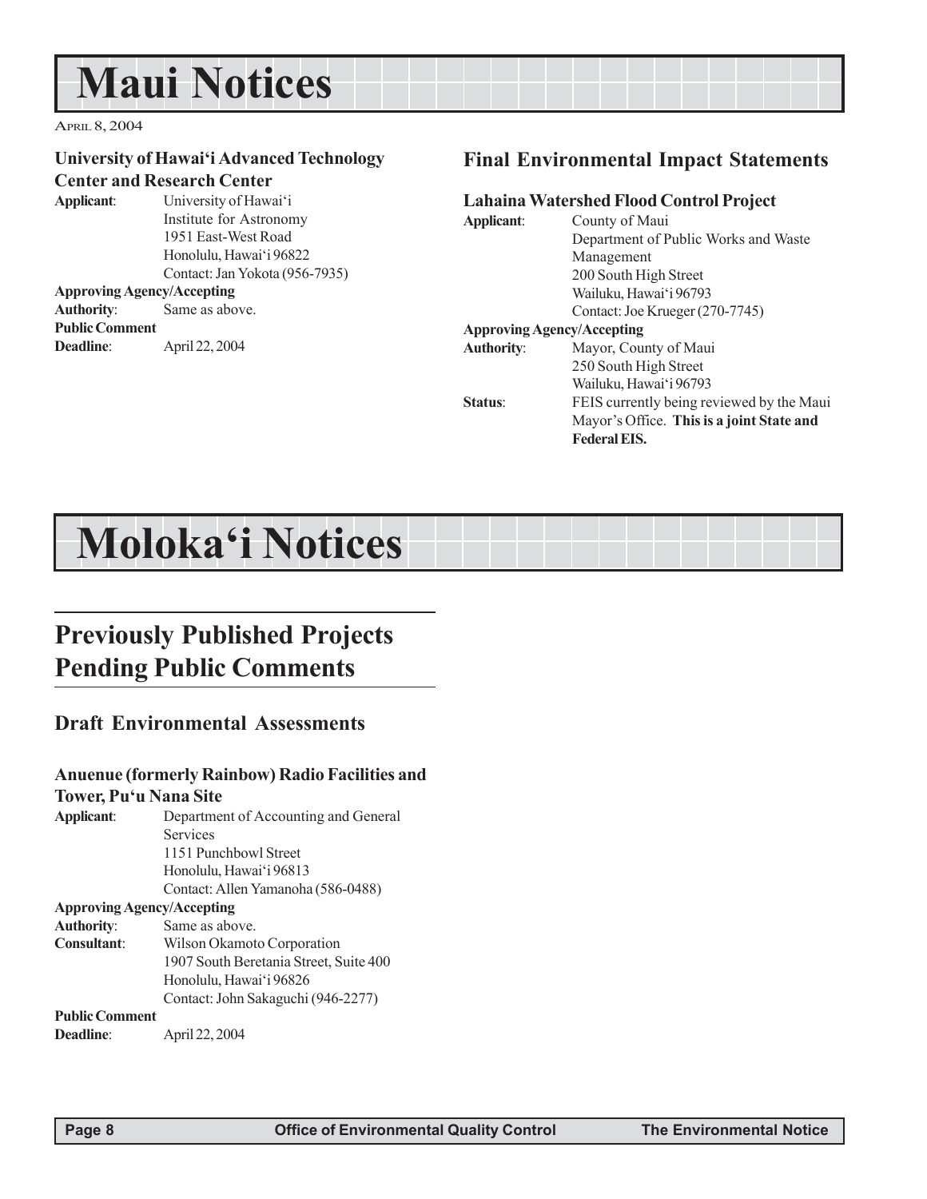# Maui Notices

April 8, 2004

### University of Hawai'i Advanced Technology Center and Research Center

**Applicant**: University of Hawai'i
Institute for Astronomy
1951 East-West Road
Honolulu, Hawai'i 96822
Contact: Jan Yokota (956-7935)

**Approving Agency/Accepting Authority**: Same as above.

**Public Comment Deadline**: April 22, 2004

## Final Environmental Impact Statements

### Lahaina Watershed Flood Control Project

**Applicant**: County of Maui
Department of Public Works and Waste Management
200 South High Street
Wailuku, Hawai'i 96793
Contact: Joe Krueger (270-7745)

**Approving Agency/Accepting Authority**: Mayor, County of Maui
250 South High Street
Wailuku, Hawai'i 96793

**Status**: FEIS currently being reviewed by the Maui Mayor's Office. **This is a joint State and Federal EIS.**

# Moloka'i Notices

## Previously Published Projects Pending Public Comments

### Draft Environmental Assessments

### Anuenue (formerly Rainbow) Radio Facilities and Tower, Pu'u Nana Site

**Applicant**: Department of Accounting and General Services
1151 Punchbowl Street
Honolulu, Hawai'i 96813
Contact: Allen Yamanoha (586-0488)

**Approving Agency/Accepting Authority**: Same as above.

**Consultant**: Wilson Okamoto Corporation
1907 South Beretania Street, Suite 400
Honolulu, Hawai'i 96826
Contact: John Sakaguchi (946-2277)

**Public Comment Deadline**: April 22, 2004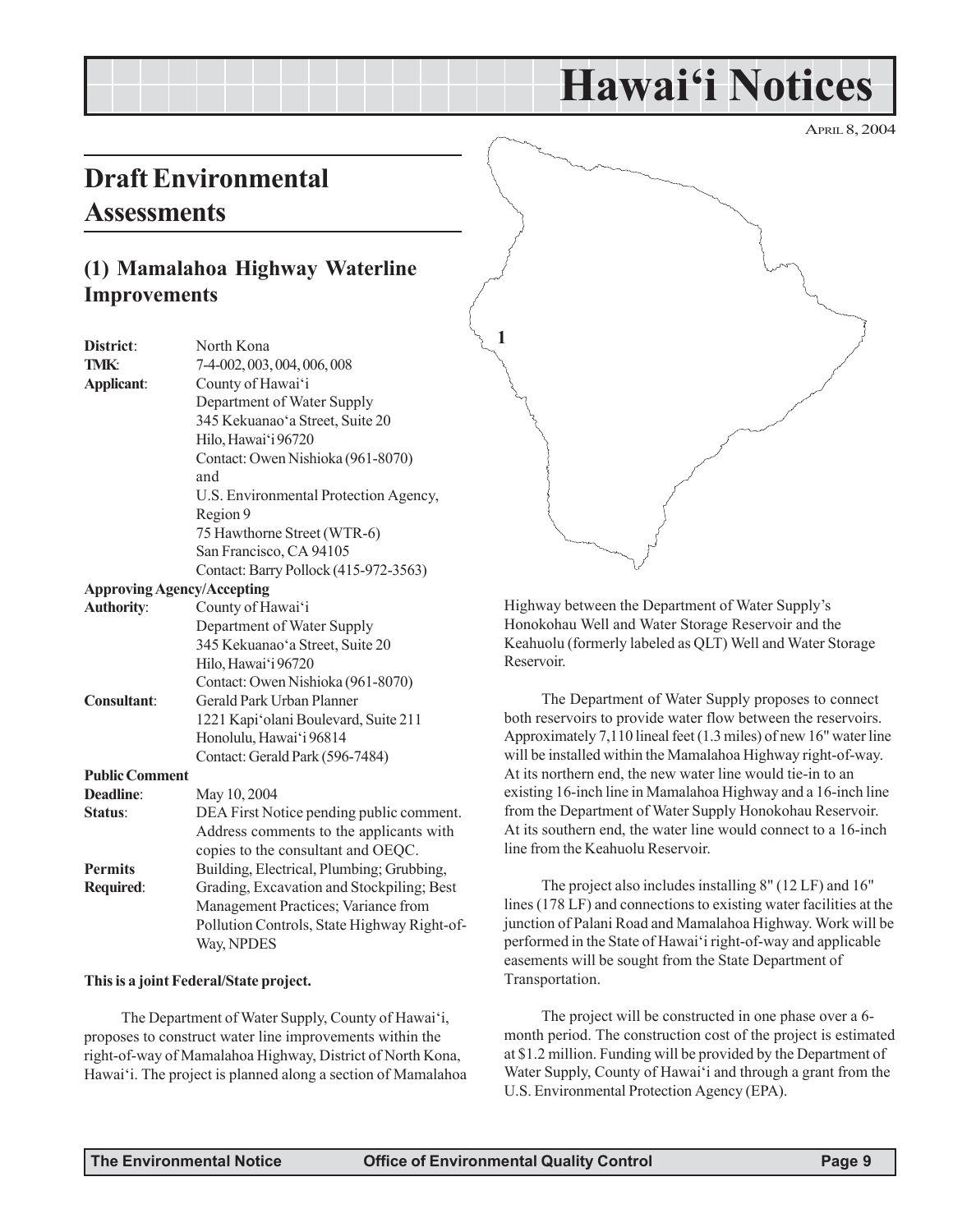# Hawai'i Notices

APRIL 8, 2004

## Draft Environmental Assessments

### (1) Mamalahoa Highway Waterline Improvements

**District**: North Kona
**TMK**: 7-4-002, 003, 004, 006, 008
**Applicant**: County of Hawai'i
Department of Water Supply
345 Kekuanao'a Street, Suite 20
Hilo, Hawai'i 96720
Contact: Owen Nishioka (961-8070)
and
U.S. Environmental Protection Agency, Region 9
75 Hawthorne Street (WTR-6)
San Francisco, CA 94105
Contact: Barry Pollock (415-972-3563)

**Approving Agency/Accepting Authority**: County of Hawai'i
Department of Water Supply
345 Kekuanao'a Street, Suite 20
Hilo, Hawai'i 96720
Contact: Owen Nishioka (961-8070)

**Consultant**: Gerald Park Urban Planner
1221 Kapi'olani Boulevard, Suite 211
Honolulu, Hawai'i 96814
Contact: Gerald Park (596-7484)

**Public Comment Deadline**: May 10, 2004

**Status**: DEA First Notice pending public comment. Address comments to the applicants with copies to the consultant and OEQC.

**Permits Required**: Building, Electrical, Plumbing; Grubbing, Grading, Excavation and Stockpiling; Best Management Practices; Variance from Pollution Controls, State Highway Right-of-Way, NPDES

**This is a joint Federal/State project.**

The Department of Water Supply, County of Hawai'i, proposes to construct water line improvements within the right-of-way of Mamalahoa Highway, District of North Kona, Hawai'i. The project is planned along a section of Mamalahoa Highway between the Department of Water Supply's Honokohau Well and Water Storage Reservoir and the Keahuolu (formerly labeled as QLT) Well and Water Storage Reservoir.

The Department of Water Supply proposes to connect both reservoirs to provide water flow between the reservoirs. Approximately 7,110 lineal feet (1.3 miles) of new 16" water line will be installed within the Mamalahoa Highway right-of-way. At its northern end, the new water line would tie-in to an existing 16-inch line in Mamalahoa Highway and a 16-inch line from the Department of Water Supply Honokohau Reservoir. At its southern end, the water line would connect to a 16-inch line from the Keahuolu Reservoir.

The project also includes installing 8" (12 LF) and 16" lines (178 LF) and connections to existing water facilities at the junction of Palani Road and Mamalahoa Highway. Work will be performed in the State of Hawai'i right-of-way and applicable easements will be sought from the State Department of Transportation.

The project will be constructed in one phase over a 6-month period. The construction cost of the project is estimated at $1.2 million. Funding will be provided by the Department of Water Supply, County of Hawai'i and through a grant from the U.S. Environmental Protection Agency (EPA).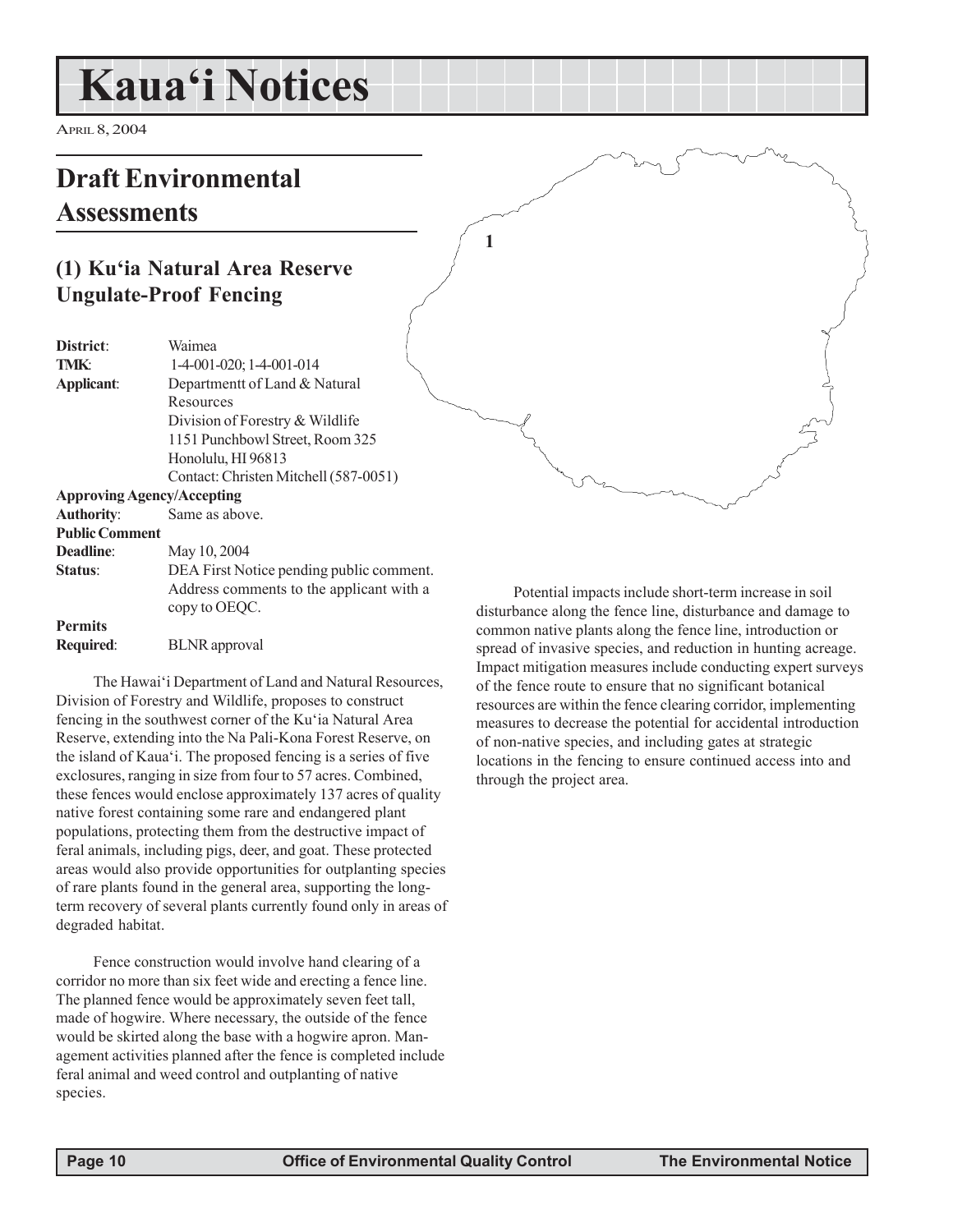# Kaua'i Notices

April 8, 2004

## Draft Environmental Assessments

### (1) Ku'ia Natural Area Reserve Ungulate-Proof Fencing

| | |
|---|---|
| **District**: | Waimea |
| **TMK**: | 1-4-001-020; 1-4-001-014 |
| **Applicant**: | Departmentt of Land & Natural Resources<br>Division of Forestry & Wildlife<br>1151 Punchbowl Street, Room 325<br>Honolulu, HI 96813<br>Contact: Christen Mitchell (587-0051) |
| **Approving Agency/Accepting Authority**: | Same as above. |
| **Public Comment Deadline**: | May 10, 2004 |
| **Status**: | DEA First Notice pending public comment. Address comments to the applicant with a copy to OEQC. |
| **Permits Required**: | BLNR approval |

The Hawai'i Department of Land and Natural Resources, Division of Forestry and Wildlife, proposes to construct fencing in the southwest corner of the Ku'ia Natural Area Reserve, extending into the Na Pali-Kona Forest Reserve, on the island of Kaua'i. The proposed fencing is a series of five exclosures, ranging in size from four to 57 acres. Combined, these fences would enclose approximately 137 acres of quality native forest containing some rare and endangered plant populations, protecting them from the destructive impact of feral animals, including pigs, deer, and goat. These protected areas would also provide opportunities for outplanting species of rare plants found in the general area, supporting the long-term recovery of several plants currently found only in areas of degraded habitat.

Fence construction would involve hand clearing of a corridor no more than six feet wide and erecting a fence line. The planned fence would be approximately seven feet tall, made of hogwire. Where necessary, the outside of the fence would be skirted along the base with a hogwire apron. Management activities planned after the fence is completed include feral animal and weed control and outplanting of native species.

Potential impacts include short-term increase in soil disturbance along the fence line, disturbance and damage to common native plants along the fence line, introduction or spread of invasive species, and reduction in hunting acreage. Impact mitigation measures include conducting expert surveys of the fence route to ensure that no significant botanical resources are within the fence clearing corridor, implementing measures to decrease the potential for accidental introduction of non-native species, and including gates at strategic locations in the fencing to ensure continued access into and through the project area.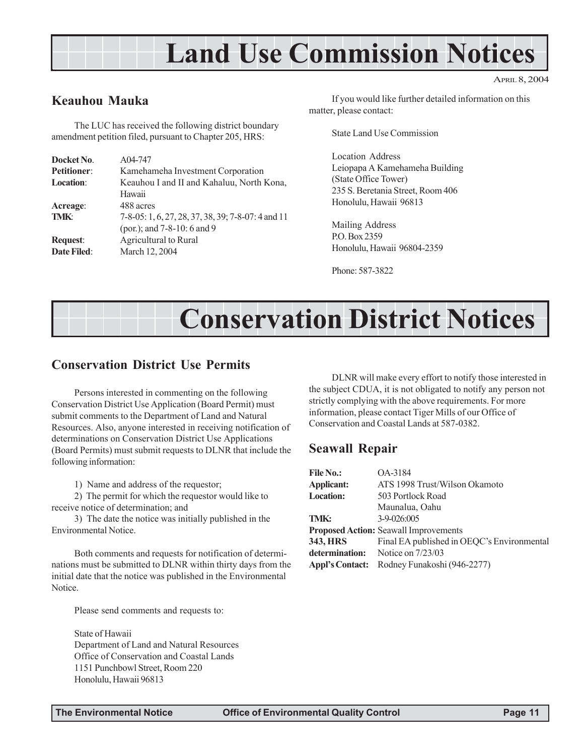# Land Use Commission Notices

APRIL 8, 2004

## Keauhou Mauka

The LUC has received the following district boundary amendment petition filed, pursuant to Chapter 205, HRS:

| | |
|---|---|
| **Docket No.** | A04-747 |
| **Petitioner:** | Kamehameha Investment Corporation |
| **Location:** | Keauhou I and II and Kahaluu, North Kona, Hawaii |
| **Acreage:** | 488 acres |
| **TMK:** | 7-8-05: 1, 6, 27, 28, 37, 38, 39; 7-8-07: 4 and 11 (por.); and 7-8-10: 6 and 9 |
| **Request:** | Agricultural to Rural |
| **Date Filed:** | March 12, 2004 |

If you would like further detailed information on this matter, please contact:

State Land Use Commission

Location Address
Leiopapa A Kamehameha Building
(State Office Tower)
235 S. Beretania Street, Room 406
Honolulu, Hawaii 96813

Mailing Address
P.O. Box 2359
Honolulu, Hawaii 96804-2359

Phone: 587-3822

# Conservation District Notices

## Conservation District Use Permits

Persons interested in commenting on the following Conservation District Use Application (Board Permit) must submit comments to the Department of Land and Natural Resources. Also, anyone interested in receiving notification of determinations on Conservation District Use Applications (Board Permits) must submit requests to DLNR that include the following information:

1) Name and address of the requestor;
2) The permit for which the requestor would like to receive notice of determination; and
3) The date the notice was initially published in the Environmental Notice.

Both comments and requests for notification of determinations must be submitted to DLNR within thirty days from the initial date that the notice was published in the Environmental Notice.

Please send comments and requests to:

State of Hawaii
Department of Land and Natural Resources
Office of Conservation and Coastal Lands
1151 Punchbowl Street, Room 220
Honolulu, Hawaii 96813

DLNR will make every effort to notify those interested in the subject CDUA, it is not obligated to notify any person not strictly complying with the above requirements. For more information, please contact Tiger Mills of our Office of Conservation and Coastal Lands at 587-0382.

## Seawall Repair

| | |
|---|---|
| **File No.:** | OA-3184 |
| **Applicant:** | ATS 1998 Trust/Wilson Okamoto |
| **Location:** | 503 Portlock Road Maunalua, Oahu |
| **TMK:** | 3-9-026:005 |
| **Proposed Action:** | Seawall Improvements |
| **343, HRS determination:** | Final EA published in OEQC's Environmental Notice on 7/23/03 |
| **Appl's Contact:** | Rodney Funakoshi (946-2277) |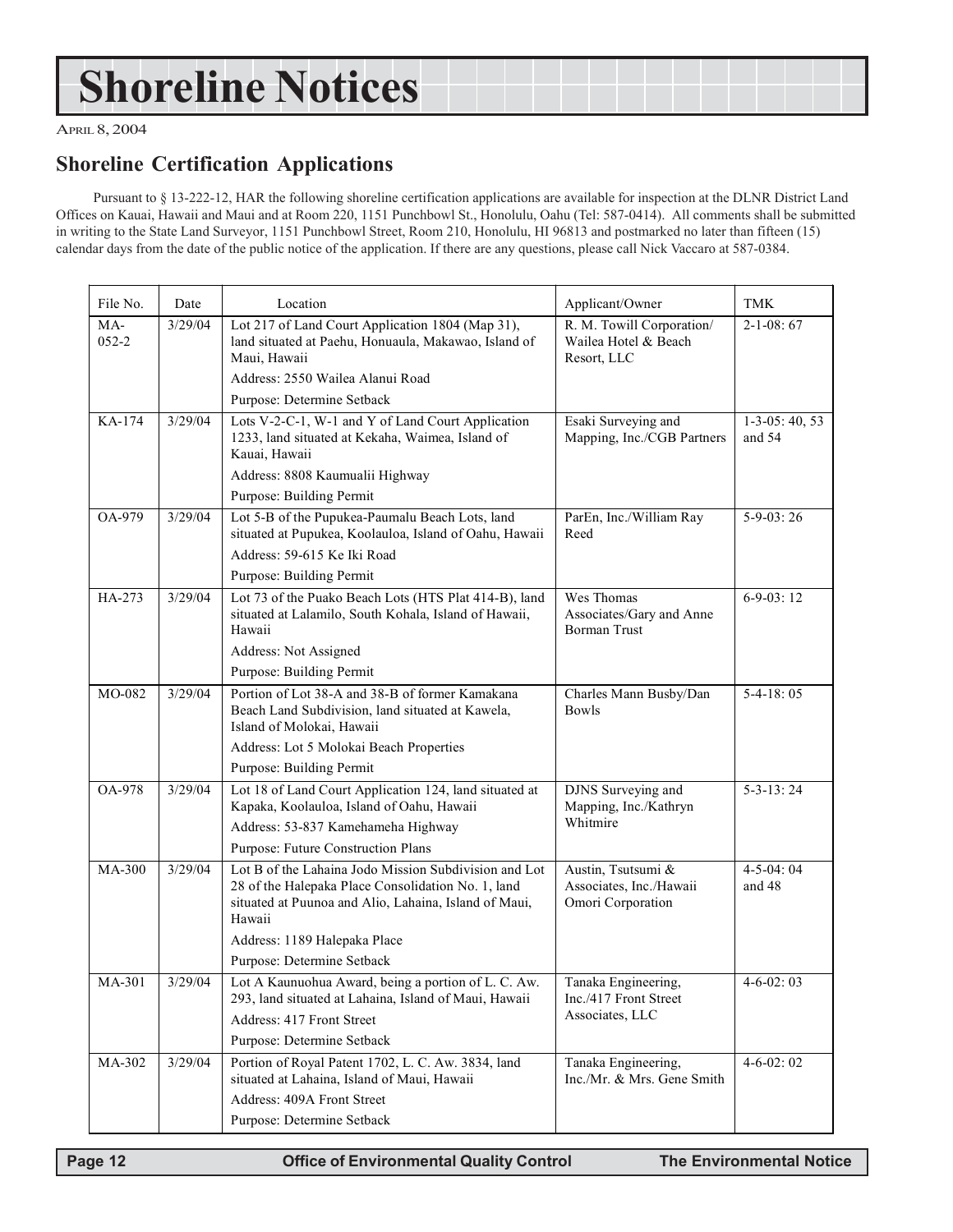# Shoreline Notices

April 8, 2004

## Shoreline Certification Applications

Pursuant to § 13-222-12, HAR the following shoreline certification applications are available for inspection at the DLNR District Land Offices on Kauai, Hawaii and Maui and at Room 220, 1151 Punchbowl St., Honolulu, Oahu (Tel: 587-0414). All comments shall be submitted in writing to the State Land Surveyor, 1151 Punchbowl Street, Room 210, Honolulu, HI 96813 and postmarked no later than fifteen (15) calendar days from the date of the public notice of the application. If there are any questions, please call Nick Vaccaro at 587-0384.

| File No. | Date | Location | Applicant/Owner | TMK |
|---|---|---|---|---|
| MA-052-2 | 3/29/04 | Lot 217 of Land Court Application 1804 (Map 31), land situated at Paehu, Honuaula, Makawao, Island of Maui, Hawaii<br>Address: 2550 Wailea Alanui Road<br>Purpose: Determine Setback | R. M. Towill Corporation/ Wailea Hotel & Beach Resort, LLC | 2-1-08: 67 |
| KA-174 | 3/29/04 | Lots V-2-C-1, W-1 and Y of Land Court Application 1233, land situated at Kekaha, Waimea, Island of Kauai, Hawaii<br>Address: 8808 Kaumualii Highway<br>Purpose: Building Permit | Esaki Surveying and Mapping, Inc./CGB Partners | 1-3-05: 40, 53 and 54 |
| OA-979 | 3/29/04 | Lot 5-B of the Pupukea-Paumalu Beach Lots, land situated at Pupukea, Koolauloa, Island of Oahu, Hawaii<br>Address: 59-615 Ke Iki Road<br>Purpose: Building Permit | ParEn, Inc./William Ray Reed | 5-9-03: 26 |
| HA-273 | 3/29/04 | Lot 73 of the Puako Beach Lots (HTS Plat 414-B), land situated at Lalamilo, South Kohala, Island of Hawaii, Hawaii<br>Address: Not Assigned<br>Purpose: Building Permit | Wes Thomas Associates/Gary and Anne Borman Trust | 6-9-03: 12 |
| MO-082 | 3/29/04 | Portion of Lot 38-A and 38-B of former Kamakana Beach Land Subdivision, land situated at Kawela, Island of Molokai, Hawaii<br>Address: Lot 5 Molokai Beach Properties<br>Purpose: Building Permit | Charles Mann Busby/Dan Bowls | 5-4-18: 05 |
| OA-978 | 3/29/04 | Lot 18 of Land Court Application 124, land situated at Kapaka, Koolauloa, Island of Oahu, Hawaii<br>Address: 53-837 Kamehameha Highway<br>Purpose: Future Construction Plans | DJNS Surveying and Mapping, Inc./Kathryn Whitmire | 5-3-13: 24 |
| MA-300 | 3/29/04 | Lot B of the Lahaina Jodo Mission Subdivision and Lot 28 of the Halepaka Place Consolidation No. 1, land situated at Puunoa and Alio, Lahaina, Island of Maui, Hawaii<br>Address: 1189 Halepaka Place<br>Purpose: Determine Setback | Austin, Tsutsumi & Associates, Inc./Hawaii Omori Corporation | 4-5-04: 04 and 48 |
| MA-301 | 3/29/04 | Lot A Kaunuohua Award, being a portion of L. C. Aw. 293, land situated at Lahaina, Island of Maui, Hawaii<br>Address: 417 Front Street<br>Purpose: Determine Setback | Tanaka Engineering, Inc./417 Front Street Associates, LLC | 4-6-02: 03 |
| MA-302 | 3/29/04 | Portion of Royal Patent 1702, L. C. Aw. 3834, land situated at Lahaina, Island of Maui, Hawaii<br>Address: 409A Front Street<br>Purpose: Determine Setback | Tanaka Engineering, Inc./Mr. & Mrs. Gene Smith | 4-6-02: 02 |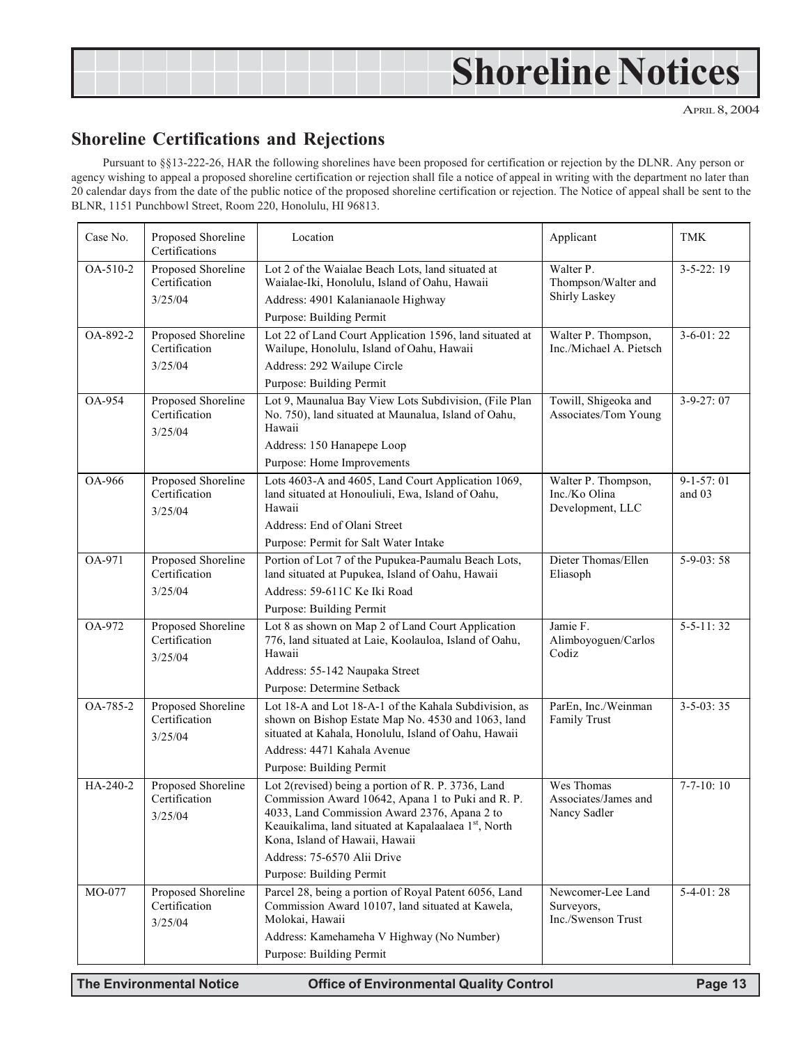# Shoreline Notices

APRIL 8, 2004

## Shoreline Certifications and Rejections

Pursuant to §§13-222-26, HAR the following shorelines have been proposed for certification or rejection by the DLNR. Any person or agency wishing to appeal a proposed shoreline certification or rejection shall file a notice of appeal in writing with the department no later than 20 calendar days from the date of the public notice of the proposed shoreline certification or rejection. The Notice of appeal shall be sent to the BLNR, 1151 Punchbowl Street, Room 220, Honolulu, HI 96813.

| Case No. | Proposed Shoreline Certifications | Location | Applicant | TMK |
|---|---|---|---|---|
| OA-510-2 | Proposed Shoreline Certification 3/25/04 | Lot 2 of the Waialae Beach Lots, land situated at Waialae-Iki, Honolulu, Island of Oahu, Hawaii<br>Address: 4901 Kalanianaole Highway<br>Purpose: Building Permit | Walter P. Thompson/Walter and Shirly Laskey | 3-5-22: 19 |
| OA-892-2 | Proposed Shoreline Certification 3/25/04 | Lot 22 of Land Court Application 1596, land situated at Wailupe, Honolulu, Island of Oahu, Hawaii<br>Address: 292 Wailupe Circle<br>Purpose: Building Permit | Walter P. Thompson, Inc./Michael A. Pietsch | 3-6-01: 22 |
| OA-954 | Proposed Shoreline Certification 3/25/04 | Lot 9, Maunalua Bay View Lots Subdivision, (File Plan No. 750), land situated at Maunalua, Island of Oahu, Hawaii<br>Address: 150 Hanapepe Loop<br>Purpose: Home Improvements | Towill, Shigeoka and Associates/Tom Young | 3-9-27: 07 |
| OA-966 | Proposed Shoreline Certification 3/25/04 | Lots 4603-A and 4605, Land Court Application 1069, land situated at Honouliuli, Ewa, Island of Oahu, Hawaii<br>Address: End of Olani Street<br>Purpose: Permit for Salt Water Intake | Walter P. Thompson, Inc./Ko Olina Development, LLC | 9-1-57: 01 and 03 |
| OA-971 | Proposed Shoreline Certification 3/25/04 | Portion of Lot 7 of the Pupukea-Paumalu Beach Lots, land situated at Pupukea, Island of Oahu, Hawaii<br>Address: 59-611C Ke Iki Road<br>Purpose: Building Permit | Dieter Thomas/Ellen Eliasoph | 5-9-03: 58 |
| OA-972 | Proposed Shoreline Certification 3/25/04 | Lot 8 as shown on Map 2 of Land Court Application 776, land situated at Laie, Koolauloa, Island of Oahu, Hawaii<br>Address: 55-142 Naupaka Street<br>Purpose: Determine Setback | Jamie F. Alimboyoguen/Carlos Codiz | 5-5-11: 32 |
| OA-785-2 | Proposed Shoreline Certification 3/25/04 | Lot 18-A and Lot 18-A-1 of the Kahala Subdivision, as shown on Bishop Estate Map No. 4530 and 1063, land situated at Kahala, Honolulu, Island of Oahu, Hawaii<br>Address: 4471 Kahala Avenue<br>Purpose: Building Permit | ParEn, Inc./Weinman Family Trust | 3-5-03: 35 |
| HA-240-2 | Proposed Shoreline Certification 3/25/04 | Lot 2(revised) being a portion of R. P. 3736, Land Commission Award 10642, Apana 1 to Puki and R. P. 4033, Land Commission Award 2376, Apana 2 to Keauikalima, land situated at Kapalaalaea 1st, North Kona, Island of Hawaii, Hawaii<br>Address: 75-6570 Alii Drive<br>Purpose: Building Permit | Wes Thomas Associates/James and Nancy Sadler | 7-7-10: 10 |
| MO-077 | Proposed Shoreline Certification 3/25/04 | Parcel 28, being a portion of Royal Patent 6056, Land Commission Award 10107, land situated at Kawela, Molokai, Hawaii<br>Address: Kamehameha V Highway (No Number)<br>Purpose: Building Permit | Newcomer-Lee Land Surveyors, Inc./Swenson Trust | 5-4-01: 28 |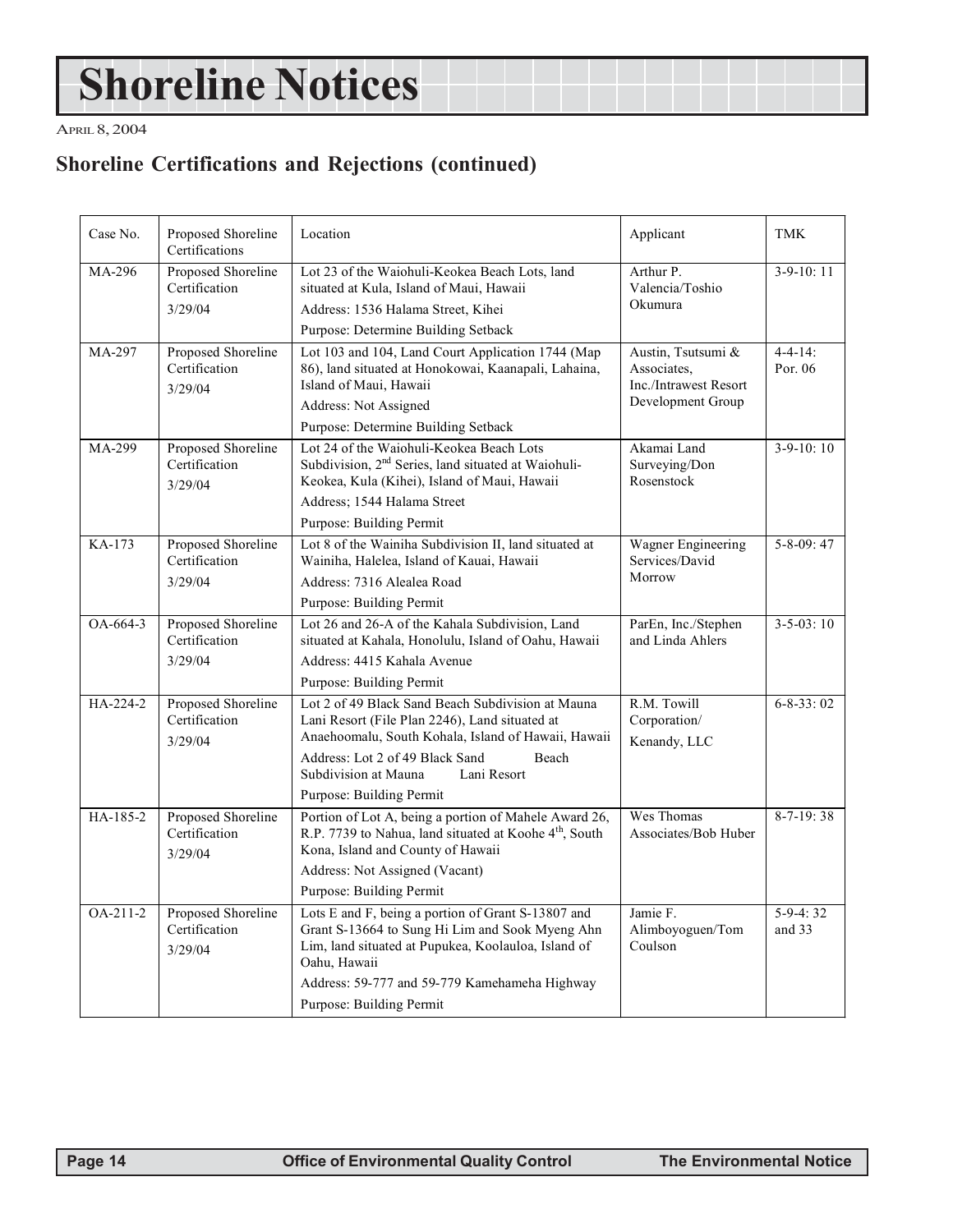# Shoreline Notices

April 8, 2004

## Shoreline Certifications and Rejections (continued)

| Case No. | Proposed Shoreline Certifications | Location | Applicant | TMK |
|---|---|---|---|---|
| MA-296 | Proposed Shoreline Certification 3/29/04 | Lot 23 of the Waiohuli-Keokea Beach Lots, land situated at Kula, Island of Maui, Hawaii<br>Address: 1536 Halama Street, Kihei<br>Purpose: Determine Building Setback | Arthur P. Valencia/Toshio Okumura | 3-9-10: 11 |
| MA-297 | Proposed Shoreline Certification 3/29/04 | Lot 103 and 104, Land Court Application 1744 (Map 86), land situated at Honokowai, Kaanapali, Lahaina, Island of Maui, Hawaii<br>Address: Not Assigned<br>Purpose: Determine Building Setback | Austin, Tsutsumi & Associates, Inc./Intrawest Resort Development Group | 4-4-14: Por. 06 |
| MA-299 | Proposed Shoreline Certification 3/29/04 | Lot 24 of the Waiohuli-Keokea Beach Lots Subdivision, 2nd Series, land situated at Waiohuli-Keokea, Kula (Kihei), Island of Maui, Hawaii<br>Address; 1544 Halama Street<br>Purpose: Building Permit | Akamai Land Surveying/Don Rosenstock | 3-9-10: 10 |
| KA-173 | Proposed Shoreline Certification 3/29/04 | Lot 8 of the Wainiha Subdivision II, land situated at Wainiha, Halelea, Island of Kauai, Hawaii<br>Address: 7316 Alealea Road<br>Purpose: Building Permit | Wagner Engineering Services/David Morrow | 5-8-09: 47 |
| OA-664-3 | Proposed Shoreline Certification 3/29/04 | Lot 26 and 26-A of the Kahala Subdivision, Land situated at Kahala, Honolulu, Island of Oahu, Hawaii<br>Address: 4415 Kahala Avenue<br>Purpose: Building Permit | ParEn, Inc./Stephen and Linda Ahlers | 3-5-03: 10 |
| HA-224-2 | Proposed Shoreline Certification 3/29/04 | Lot 2 of 49 Black Sand Beach Subdivision at Mauna Lani Resort (File Plan 2246), Land situated at Anaehoomalu, South Kohala, Island of Hawaii, Hawaii<br>Address: Lot 2 of 49 Black Sand Beach Subdivision at Mauna Lani Resort<br>Purpose: Building Permit | R.M. Towill Corporation/ Kenandy, LLC | 6-8-33: 02 |
| HA-185-2 | Proposed Shoreline Certification 3/29/04 | Portion of Lot A, being a portion of Mahele Award 26, R.P. 7739 to Nahua, land situated at Koohe 4th, South Kona, Island and County of Hawaii<br>Address: Not Assigned (Vacant)<br>Purpose: Building Permit | Wes Thomas Associates/Bob Huber | 8-7-19: 38 |
| OA-211-2 | Proposed Shoreline Certification 3/29/04 | Lots E and F, being a portion of Grant S-13807 and Grant S-13664 to Sung Hi Lim and Sook Myeng Ahn Lim, land situated at Pupukea, Koolauloa, Island of Oahu, Hawaii<br>Address: 59-777 and 59-779 Kamehameha Highway<br>Purpose: Building Permit | Jamie F. Alimboyoguen/Tom Coulson | 5-9-4: 32 and 33 |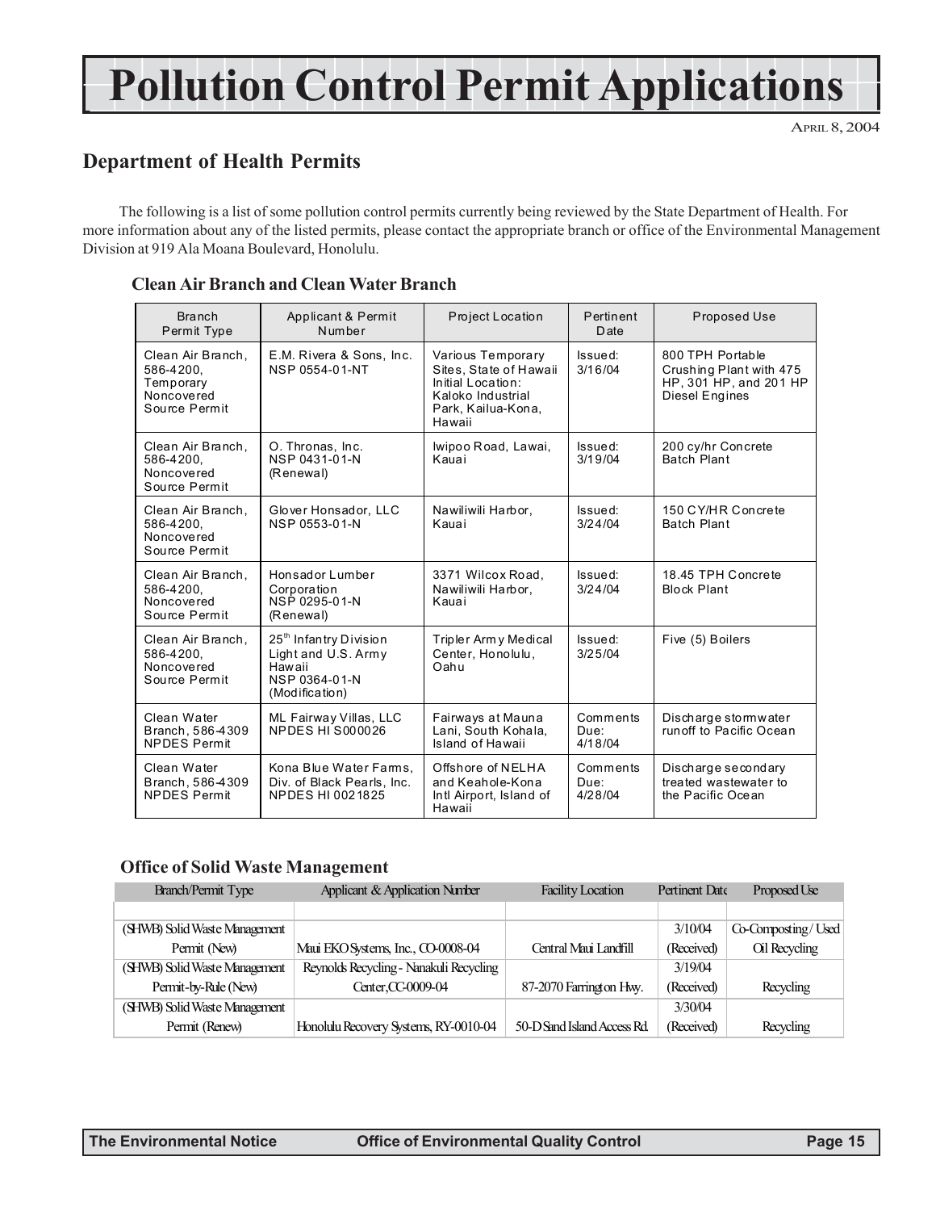# Pollution Control Permit Applications

APRIL 8, 2004

## Department of Health Permits

The following is a list of some pollution control permits currently being reviewed by the State Department of Health. For more information about any of the listed permits, please contact the appropriate branch or office of the Environmental Management Division at 919 Ala Moana Boulevard, Honolulu.

### Clean Air Branch and Clean Water Branch

| Branch Permit Type | Applicant & Permit Number | Project Location | Pertinent Date | Proposed Use |
|---|---|---|---|---|
| Clean Air Branch, 586-4200, Temporary Noncovered Source Permit | E.M. Rivera & Sons, Inc. NSP 0554-01-NT | Various Temporary Sites, State of Hawaii Initial Location: Kaloko Industrial Park, Kailua-Kona, Hawaii | Issued: 3/16/04 | 800 TPH Portable Crushing Plant with 475 HP, 301 HP, and 201 HP Diesel Engines |
| Clean Air Branch, 586-4200, Noncovered Source Permit | O. Thronas, Inc. NSP 0431-01-N (Renewal) | Iwipoo Road, Lawai, Kauai | Issued: 3/19/04 | 200 cy/hr Concrete Batch Plant |
| Clean Air Branch, 586-4200, Noncovered Source Permit | Glover Honsador, LLC NSP 0553-01-N | Nawiliwili Harbor, Kauai | Issued: 3/24/04 | 150 CY/HR Concrete Batch Plant |
| Clean Air Branch, 586-4200, Noncovered Source Permit | Honsador Lumber Corporation NSP 0295-01-N (Renewal) | 3371 Wilcox Road, Nawiliwili Harbor, Kauai | Issued: 3/24/04 | 18.45 TPH Concrete Block Plant |
| Clean Air Branch, 586-4200, Noncovered Source Permit | 25th Infantry Division Light and U.S. Army Hawaii NSP 0364-01-N (Modification) | Tripler Army Medical Center, Honolulu, Oahu | Issued: 3/25/04 | Five (5) Boilers |
| Clean Water Branch, 586-4309 NPDES Permit | ML Fairway Villas, LLC NPDES HI S000026 | Fairways at Mauna Lani, South Kohala, Island of Hawaii | Comments Due: 4/18/04 | Discharge stormwater runoff to Pacific Ocean |
| Clean Water Branch, 586-4309 NPDES Permit | Kona Blue Water Farms, Div. of Black Pearls, Inc. NPDES HI 0021825 | Offshore of NELHA and Keahole-Kona Intl Airport, Island of Hawaii | Comments Due: 4/28/04 | Discharge secondary treated wastewater to the Pacific Ocean |

### Office of Solid Waste Management

| Branch/Permit Type | Applicant & Application Number | Facility Location | Pertinent Date | Proposed Use |
|---|---|---|---|---|
| (SHWB) Solid Waste Management Permit (New) | Maui EKO Systems, Inc., CO-0008-04 | Central Maui Landfill | 3/10/04 (Received) | Co-Composting / Used Oil Recycling |
| (SHWB) Solid Waste Management Permit-by-Rule (New) | Reynolds Recycling - Nanakuli Recycling Center, CC-0009-04 | 87-2070 Farrington Hwy. | 3/19/04 (Received) | Recycling |
| (SHWB) Solid Waste Management Permit (Renew) | Honolulu Recovery Systems, RY-0010-04 | 50-D Sand Island Access Rd. | 3/30/04 (Received) | Recycling |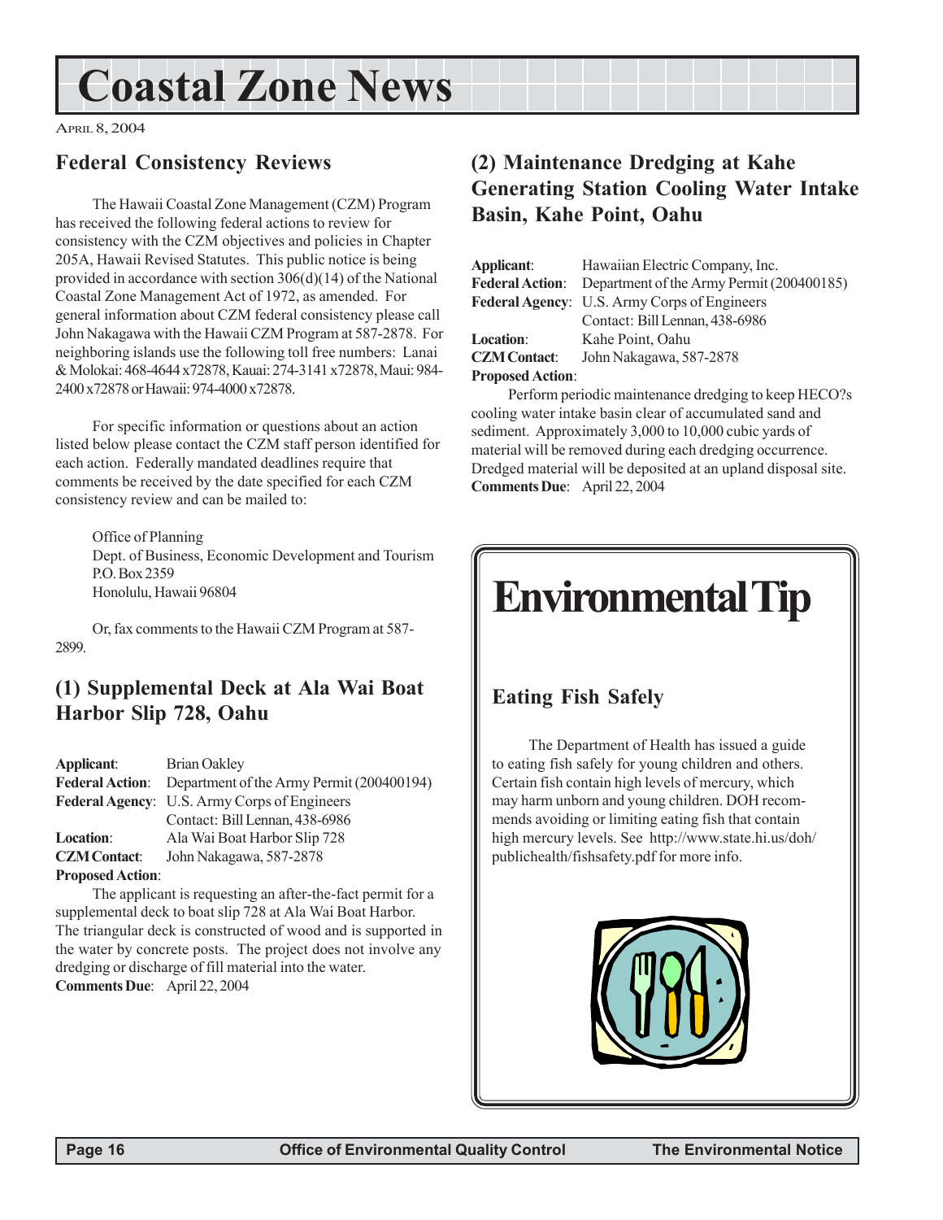# Coastal Zone News

April 8, 2004

## Federal Consistency Reviews

The Hawaii Coastal Zone Management (CZM) Program has received the following federal actions to review for consistency with the CZM objectives and policies in Chapter 205A, Hawaii Revised Statutes. This public notice is being provided in accordance with section 306(d)(14) of the National Coastal Zone Management Act of 1972, as amended. For general information about CZM federal consistency please call John Nakagawa with the Hawaii CZM Program at 587-2878. For neighboring islands use the following toll free numbers: Lanai & Molokai: 468-4644 x72878, Kauai: 274-3141 x72878, Maui: 984-2400 x72878 or Hawaii: 974-4000 x72878.

For specific information or questions about an action listed below please contact the CZM staff person identified for each action. Federally mandated deadlines require that comments be received by the date specified for each CZM consistency review and can be mailed to:

Office of Planning
Dept. of Business, Economic Development and Tourism
P.O. Box 2359
Honolulu, Hawaii 96804

Or, fax comments to the Hawaii CZM Program at 587-2899.

### (1) Supplemental Deck at Ala Wai Boat Harbor Slip 728, Oahu

**Applicant**: Brian Oakley
**Federal Action**: Department of the Army Permit (200400194)
**Federal Agency**: U.S. Army Corps of Engineers
Contact: Bill Lennan, 438-6986
**Location**: Ala Wai Boat Harbor Slip 728
**CZM Contact**: John Nakagawa, 587-2878
**Proposed Action**:

The applicant is requesting an after-the-fact permit for a supplemental deck to boat slip 728 at Ala Wai Boat Harbor. The triangular deck is constructed of wood and is supported in the water by concrete posts. The project does not involve any dredging or discharge of fill material into the water.

**Comments Due**: April 22, 2004

### (2) Maintenance Dredging at Kahe Generating Station Cooling Water Intake Basin, Kahe Point, Oahu

**Applicant**: Hawaiian Electric Company, Inc.
**Federal Action**: Department of the Army Permit (200400185)
**Federal Agency**: U.S. Army Corps of Engineers
Contact: Bill Lennan, 438-6986
**Location**: Kahe Point, Oahu
**CZM Contact**: John Nakagawa, 587-2878
**Proposed Action**:

Perform periodic maintenance dredging to keep HECO?s cooling water intake basin clear of accumulated sand and sediment. Approximately 3,000 to 10,000 cubic yards of material will be removed during each dredging occurrence. Dredged material will be deposited at an upland disposal site.

**Comments Due**: April 22, 2004

## Environmental Tip

### Eating Fish Safely

The Department of Health has issued a guide to eating fish safely for young children and others. Certain fish contain high levels of mercury, which may harm unborn and young children. DOH recommends avoiding or limiting eating fish that contain high mercury levels. See http://www.state.hi.us/doh/publichealth/fishsafety.pdf for more info.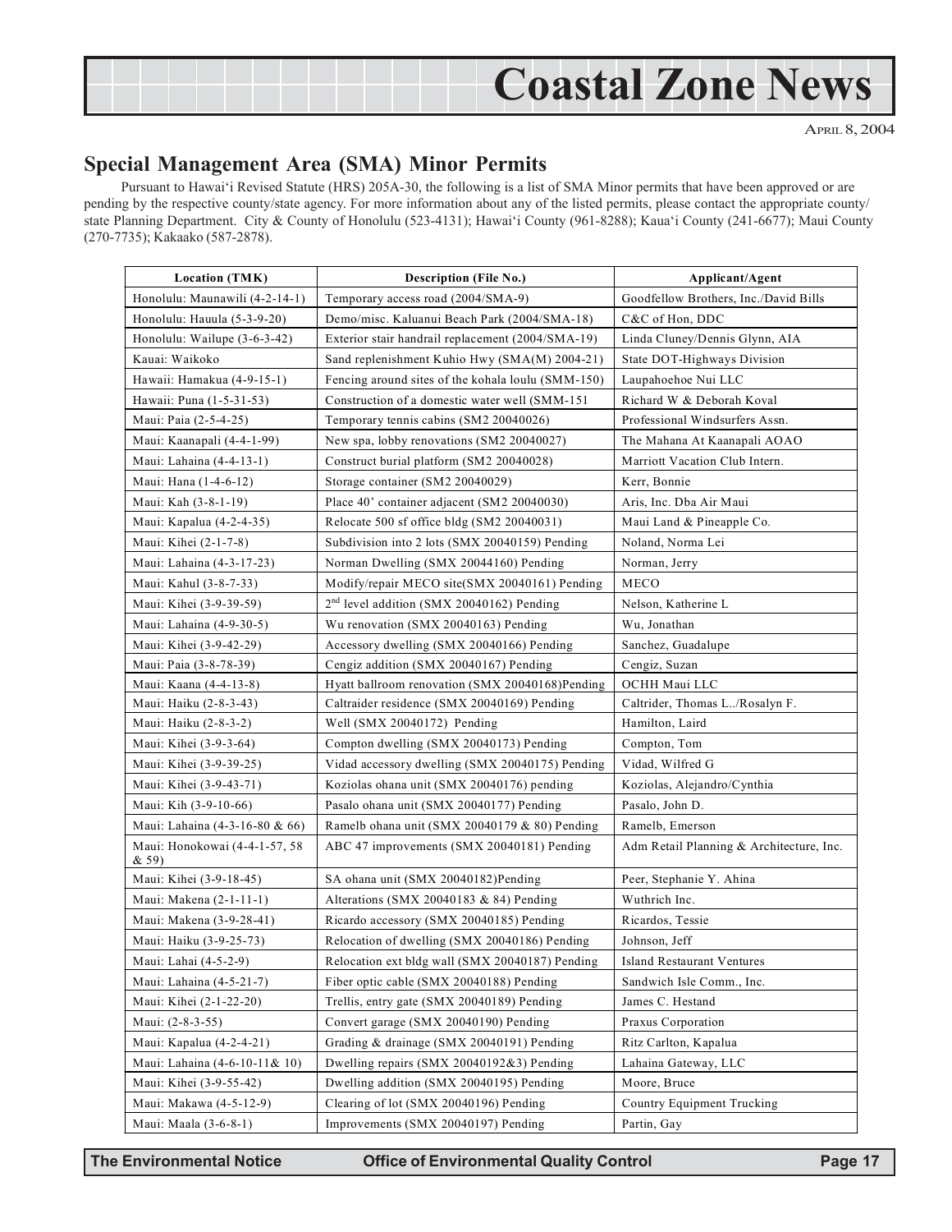# Coastal Zone News

April 8, 2004

## Special Management Area (SMA) Minor Permits

Pursuant to Hawai'i Revised Statute (HRS) 205A-30, the following is a list of SMA Minor permits that have been approved or are pending by the respective county/state agency. For more information about any of the listed permits, please contact the appropriate county/state Planning Department. City & County of Honolulu (523-4131); Hawai'i County (961-8288); Kaua'i County (241-6677); Maui County (270-7735); Kakaako (587-2878).

| Location (TMK) | Description (File No.) | Applicant/Agent |
|---|---|---|
| Honolulu: Maunawili (4-2-14-1) | Temporary access road (2004/SMA-9) | Goodfellow Brothers, Inc./David Bills |
| Honolulu: Hauula (5-3-9-20) | Demo/misc. Kaluanui Beach Park (2004/SMA-18) | C&C of Hon, DDC |
| Honolulu: Wailupe (3-6-3-42) | Exterior stair handrail replacement (2004/SMA-19) | Linda Cluney/Dennis Glynn, AIA |
| Kauai: Waikoko | Sand replenishment Kuhio Hwy (SMA(M) 2004-21) | State DOT-Highways Division |
| Hawaii: Hamakua (4-9-15-1) | Fencing around sites of the kohala loulu (SMM-150) | Laupahoehoe Nui LLC |
| Hawaii: Puna (1-5-31-53) | Construction of a domestic water well (SMM-151 | Richard W & Deborah Koval |
| Maui: Paia (2-5-4-25) | Temporary tennis cabins (SM2 20040026) | Professional Windsurfers Assn. |
| Maui: Kaanapali (4-4-1-99) | New spa, lobby renovations (SM2 20040027) | The Mahana At Kaanapali AOAO |
| Maui: Lahaina (4-4-13-1) | Construct burial platform (SM2 20040028) | Marriott Vacation Club Intern. |
| Maui: Hana (1-4-6-12) | Storage container (SM2 20040029) | Kerr, Bonnie |
| Maui: Kah (3-8-1-19) | Place 40' container adjacent (SM2 20040030) | Aris, Inc. Dba Air Maui |
| Maui: Kapalua (4-2-4-35) | Relocate 500 sf office bldg (SM2 20040031) | Maui Land & Pineapple Co. |
| Maui: Kihei (2-1-7-8) | Subdivision into 2 lots (SMX 20040159) Pending | Noland, Norma Lei |
| Maui: Lahaina (4-3-17-23) | Norman Dwelling (SMX 20044160) Pending | Norman, Jerry |
| Maui: Kahul (3-8-7-33) | Modify/repair MECO site(SMX 20040161) Pending | MECO |
| Maui: Kihei (3-9-39-59) | 2nd level addition (SMX 20040162) Pending | Nelson, Katherine L |
| Maui: Lahaina (4-9-30-5) | Wu renovation (SMX 20040163) Pending | Wu, Jonathan |
| Maui: Kihei (3-9-42-29) | Accessory dwelling (SMX 20040166) Pending | Sanchez, Guadalupe |
| Maui: Paia (3-8-78-39) | Cengiz addition (SMX 20040167) Pending | Cengiz, Suzan |
| Maui: Kaana (4-4-13-8) | Hyatt ballroom renovation (SMX 20040168)Pending | OCHH Maui LLC |
| Maui: Haiku (2-8-3-43) | Caltraider residence (SMX 20040169) Pending | Caltrider, Thomas L../Rosalyn F. |
| Maui: Haiku (2-8-3-2) | Well (SMX 20040172) Pending | Hamilton, Laird |
| Maui: Kihei (3-9-3-64) | Compton dwelling (SMX 20040173) Pending | Compton, Tom |
| Maui: Kihei (3-9-39-25) | Vidad accessory dwelling (SMX 20040175) Pending | Vidad, Wilfred G |
| Maui: Kihei (3-9-43-71) | Koziolas ohana unit (SMX 20040176) pending | Koziolas, Alejandro/Cynthia |
| Maui: Kih (3-9-10-66) | Pasalo ohana unit (SMX 20040177) Pending | Pasalo, John D. |
| Maui: Lahaina (4-3-16-80 & 66) | Ramelb ohana unit (SMX 20040179 & 80) Pending | Ramelb, Emerson |
| Maui: Honokowai (4-4-1-57, 58 & 59) | ABC 47 improvements (SMX 20040181) Pending | Adm Retail Planning & Architecture, Inc. |
| Maui: Kihei (3-9-18-45) | SA ohana unit (SMX 20040182)Pending | Peer, Stephanie Y. Ahina |
| Maui: Makena (2-1-11-1) | Alterations (SMX 20040183 & 84) Pending | Wuthrich Inc. |
| Maui: Makena (3-9-28-41) | Ricardo accessory (SMX 20040185) Pending | Ricardos, Tessie |
| Maui: Haiku (3-9-25-73) | Relocation of dwelling (SMX 20040186) Pending | Johnson, Jeff |
| Maui: Lahai (4-5-2-9) | Relocation ext bldg wall (SMX 20040187) Pending | Island Restaurant Ventures |
| Maui: Lahaina (4-5-21-7) | Fiber optic cable (SMX 20040188) Pending | Sandwich Isle Comm., Inc. |
| Maui: Kihei (2-1-22-20) | Trellis, entry gate (SMX 20040189) Pending | James C. Hestand |
| Maui: (2-8-3-55) | Convert garage (SMX 20040190) Pending | Praxus Corporation |
| Maui: Kapalua (4-2-4-21) | Grading & drainage (SMX 20040191) Pending | Ritz Carlton, Kapalua |
| Maui: Lahaina (4-6-10-11& 10) | Dwelling repairs (SMX 20040192&3) Pending | Lahaina Gateway, LLC |
| Maui: Kihei (3-9-55-42) | Dwelling addition (SMX 20040195) Pending | Moore, Bruce |
| Maui: Makawa (4-5-12-9) | Clearing of lot (SMX 20040196) Pending | Country Equipment Trucking |
| Maui: Maala (3-6-8-1) | Improvements (SMX 20040197) Pending | Partin, Gay |